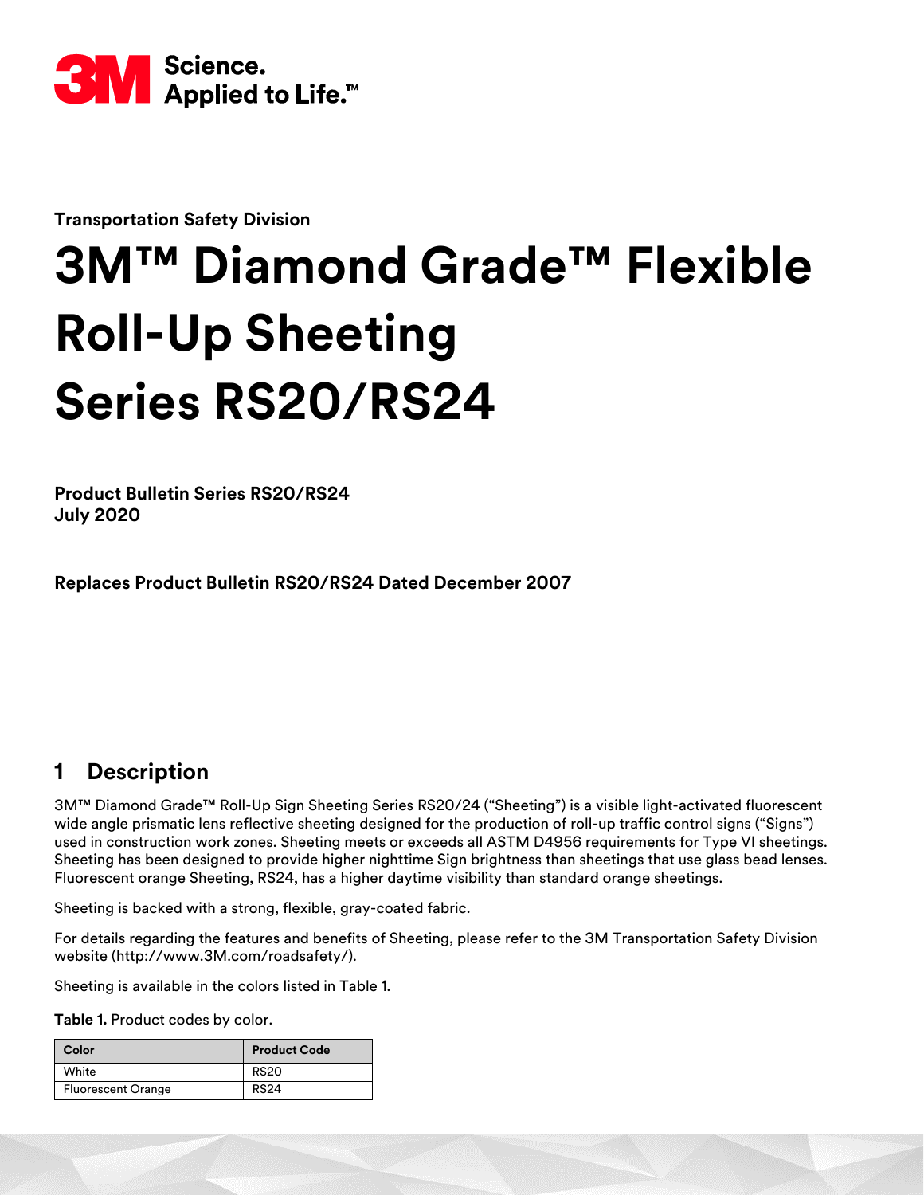3M Science. Applied to Life.™

**Transportation Safety Division**

# 3M™ Diamond Grade™ Flexible Roll-Up Sheeting Series RS20/RS24

**Product Bulletin Series RS20/RS24**
**July 2020**

**Replaces Product Bulletin RS20/RS24 Dated December 2007**

## 1 Description

3M™ Diamond Grade™ Roll-Up Sign Sheeting Series RS20/24 ("Sheeting") is a visible light-activated fluorescent wide angle prismatic lens reflective sheeting designed for the production of roll-up traffic control signs ("Signs") used in construction work zones. Sheeting meets or exceeds all ASTM D4956 requirements for Type VI sheetings. Sheeting has been designed to provide higher nighttime Sign brightness than sheetings that use glass bead lenses. Fluorescent orange Sheeting, RS24, has a higher daytime visibility than standard orange sheetings.

Sheeting is backed with a strong, flexible, gray-coated fabric.

For details regarding the features and benefits of Sheeting, please refer to the 3M Transportation Safety Division website (http://www.3M.com/roadsafety/).

Sheeting is available in the colors listed in Table 1.

**Table 1.** Product codes by color.

| Color | Product Code |
|---|---|
| White | RS20 |
| Fluorescent Orange | RS24 |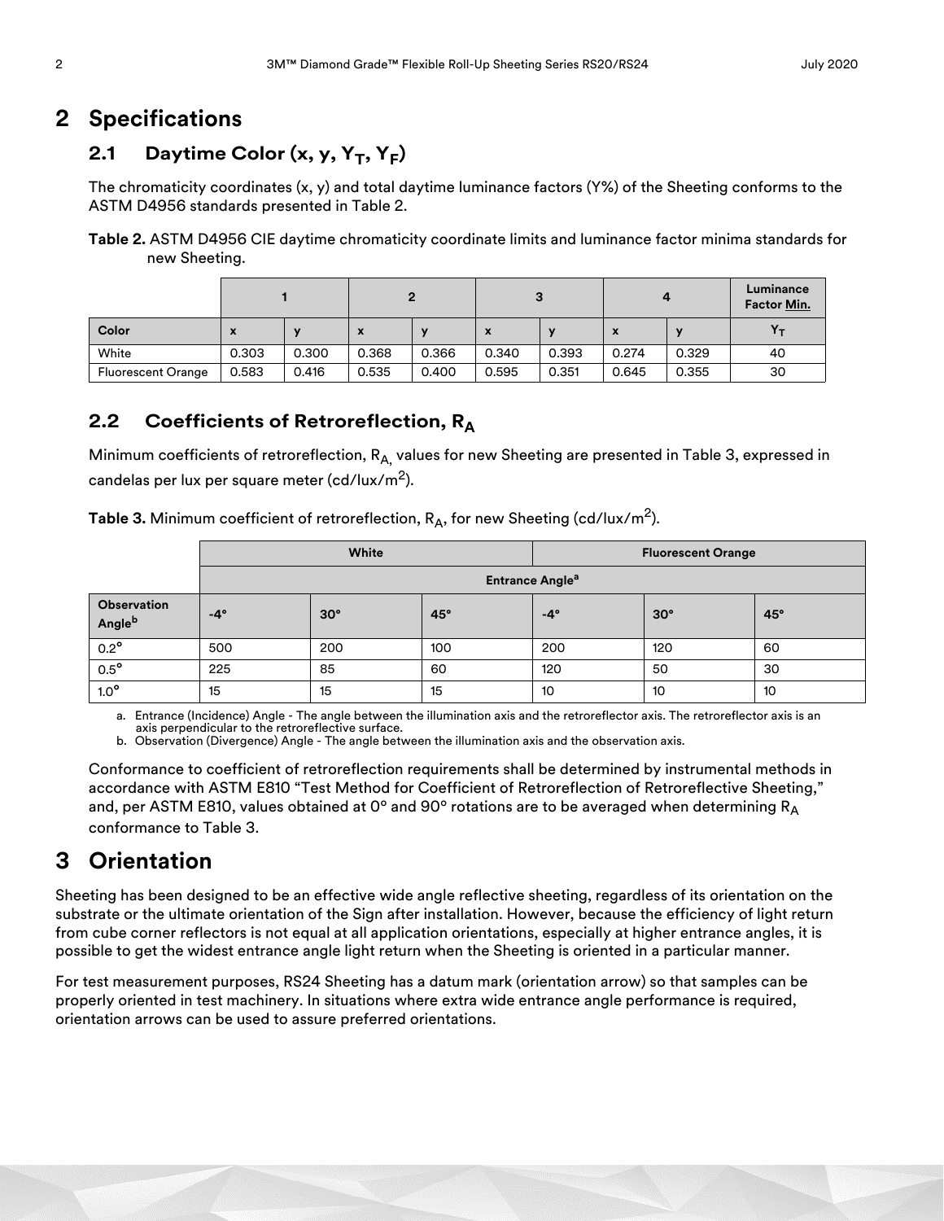# 2 Specifications

## 2.1 Daytime Color (x, y, $Y_T$, $Y_F$)

The chromaticity coordinates (x, y) and total daytime luminance factors (Y%) of the Sheeting conforms to the ASTM D4956 standards presented in Table 2.

**Table 2.** ASTM D4956 CIE daytime chromaticity coordinate limits and luminance factor minima standards for new Sheeting.

| | 1 | | 2 | | 3 | | 4 | | Luminance Factor Min. |
|---|---|---|---|---|---|---|---|---|---|
| **Color** | **x** | **y** | **x** | **y** | **x** | **y** | **x** | **y** | $Y_T$ |
| White | 0.303 | 0.300 | 0.368 | 0.366 | 0.340 | 0.393 | 0.274 | 0.329 | 40 |
| Fluorescent Orange | 0.583 | 0.416 | 0.535 | 0.400 | 0.595 | 0.351 | 0.645 | 0.355 | 30 |

## 2.2 Coefficients of Retroreflection, $R_A$

Minimum coefficients of retroreflection, $R_A$, values for new Sheeting are presented in Table 3, expressed in candelas per lux per square meter (cd/lux/m$^2$).

**Table 3.** Minimum coefficient of retroreflection, $R_A$, for new Sheeting (cd/lux/m$^2$).

| | White | | | Fluorescent Orange | | |
|---|---|---|---|---|---|---|
| | Entrance Angle[a] | | | | | |
| **Observation Angle[b]** | **-4°** | **30°** | **45°** | **-4°** | **30°** | **45°** |
| 0.2° | 500 | 200 | 100 | 200 | 120 | 60 |
| 0.5° | 225 | 85 | 60 | 120 | 50 | 30 |
| 1.0° | 15 | 15 | 15 | 10 | 10 | 10 |

a. Entrance (Incidence) Angle - The angle between the illumination axis and the retroreflector axis. The retroreflector axis is an axis perpendicular to the retroreflective surface.
b. Observation (Divergence) Angle - The angle between the illumination axis and the observation axis.

Conformance to coefficient of retroreflection requirements shall be determined by instrumental methods in accordance with ASTM E810 "Test Method for Coefficient of Retroreflection of Retroreflective Sheeting," and, per ASTM E810, values obtained at 0° and 90° rotations are to be averaged when determining $R_A$ conformance to Table 3.

# 3 Orientation

Sheeting has been designed to be an effective wide angle reflective sheeting, regardless of its orientation on the substrate or the ultimate orientation of the Sign after installation. However, because the efficiency of light return from cube corner reflectors is not equal at all application orientations, especially at higher entrance angles, it is possible to get the widest entrance angle light return when the Sheeting is oriented in a particular manner.

For test measurement purposes, RS24 Sheeting has a datum mark (orientation arrow) so that samples can be properly oriented in test machinery. In situations where extra wide entrance angle performance is required, orientation arrows can be used to assure preferred orientations.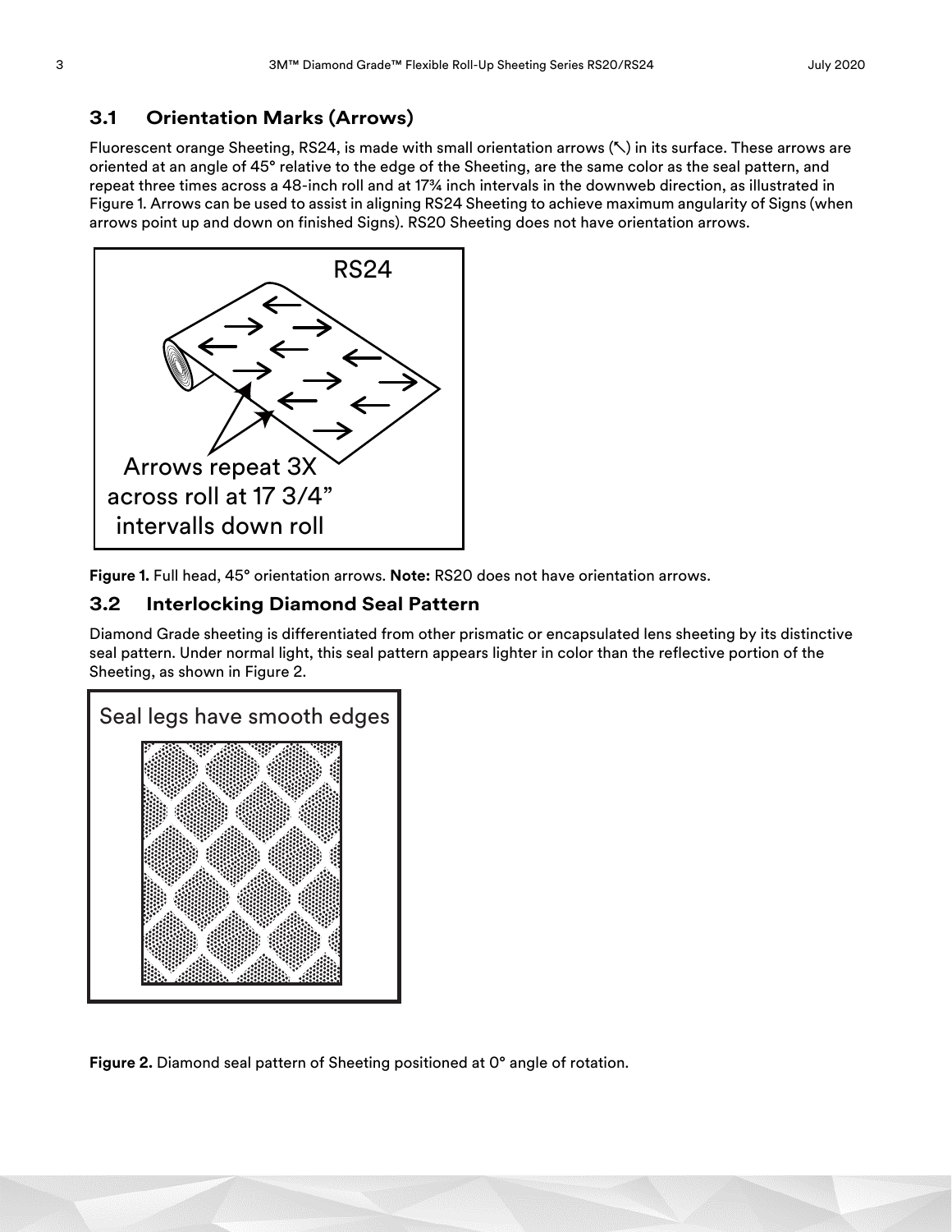## 3.1 Orientation Marks (Arrows)

Fluorescent orange Sheeting, RS24, is made with small orientation arrows (↖) in its surface. These arrows are oriented at an angle of 45° relative to the edge of the Sheeting, are the same color as the seal pattern, and repeat three times across a 48-inch roll and at 17¾ inch intervals in the downweb direction, as illustrated in Figure 1. Arrows can be used to assist in aligning RS24 Sheeting to achieve maximum angularity of Signs (when arrows point up and down on finished Signs). RS20 Sheeting does not have orientation arrows.

RS24

Arrows repeat 3X across roll at 17 3/4" intervalls down roll

**Figure 1.** Full head, 45° orientation arrows. **Note:** RS20 does not have orientation arrows.

## 3.2 Interlocking Diamond Seal Pattern

Diamond Grade sheeting is differentiated from other prismatic or encapsulated lens sheeting by its distinctive seal pattern. Under normal light, this seal pattern appears lighter in color than the reflective portion of the Sheeting, as shown in Figure 2.

Seal legs have smooth edges

**Figure 2.** Diamond seal pattern of Sheeting positioned at 0° angle of rotation.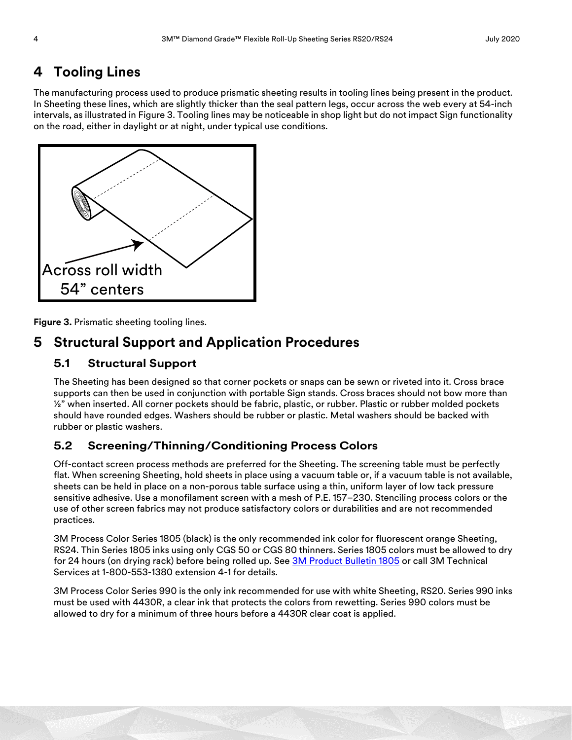# 4 Tooling Lines

The manufacturing process used to produce prismatic sheeting results in tooling lines being present in the product. In Sheeting these lines, which are slightly thicker than the seal pattern legs, occur across the web every at 54-inch intervals, as illustrated in Figure 3. Tooling lines may be noticeable in shop light but do not impact Sign functionality on the road, either in daylight or at night, under typical use conditions.

Across roll width
54" centers

**Figure 3.** Prismatic sheeting tooling lines.

# 5 Structural Support and Application Procedures

## 5.1 Structural Support

The Sheeting has been designed so that corner pockets or snaps can be sewn or riveted into it. Cross brace supports can then be used in conjunction with portable Sign stands. Cross braces should not bow more than ½" when inserted. All corner pockets should be fabric, plastic, or rubber. Plastic or rubber molded pockets should have rounded edges. Washers should be rubber or plastic. Metal washers should be backed with rubber or plastic washers.

## 5.2 Screening/Thinning/Conditioning Process Colors

Off-contact screen process methods are preferred for the Sheeting. The screening table must be perfectly flat. When screening Sheeting, hold sheets in place using a vacuum table or, if a vacuum table is not available, sheets can be held in place on a non-porous table surface using a thin, uniform layer of low tack pressure sensitive adhesive. Use a monofilament screen with a mesh of P.E. 157–230. Stenciling process colors or the use of other screen fabrics may not produce satisfactory colors or durabilities and are not recommended practices.

3M Process Color Series 1805 (black) is the only recommended ink color for fluorescent orange Sheeting, RS24. Thin Series 1805 inks using only CGS 50 or CGS 80 thinners. Series 1805 colors must be allowed to dry for 24 hours (on drying rack) before being rolled up. See 3M Product Bulletin 1805 or call 3M Technical Services at 1-800-553-1380 extension 4-1 for details.

3M Process Color Series 990 is the only ink recommended for use with white Sheeting, RS20. Series 990 inks must be used with 4430R, a clear ink that protects the colors from rewetting. Series 990 colors must be allowed to dry for a minimum of three hours before a 4430R clear coat is applied.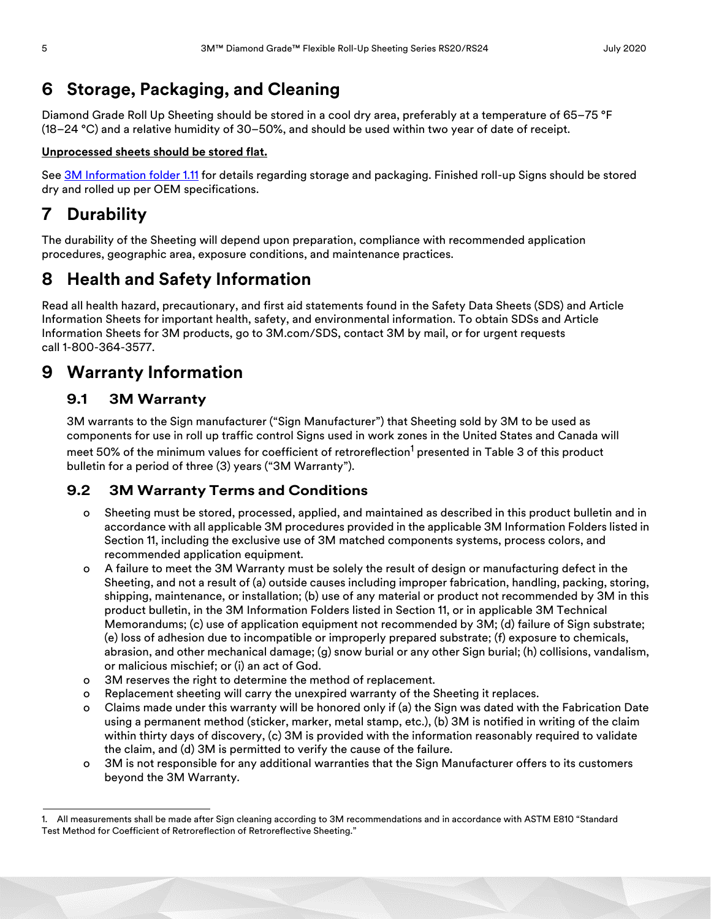# 6 Storage, Packaging, and Cleaning

Diamond Grade Roll Up Sheeting should be stored in a cool dry area, preferably at a temperature of 65–75 °F (18–24 °C) and a relative humidity of 30–50%, and should be used within two year of date of receipt.

**Unprocessed sheets should be stored flat.**

See 3M Information folder 1.11 for details regarding storage and packaging. Finished roll-up Signs should be stored dry and rolled up per OEM specifications.

# 7 Durability

The durability of the Sheeting will depend upon preparation, compliance with recommended application procedures, geographic area, exposure conditions, and maintenance practices.

# 8 Health and Safety Information

Read all health hazard, precautionary, and first aid statements found in the Safety Data Sheets (SDS) and Article Information Sheets for important health, safety, and environmental information. To obtain SDSs and Article Information Sheets for 3M products, go to 3M.com/SDS, contact 3M by mail, or for urgent requests call 1-800-364-3577.

# 9 Warranty Information

## 9.1 3M Warranty

3M warrants to the Sign manufacturer ("Sign Manufacturer") that Sheeting sold by 3M to be used as components for use in roll up traffic control Signs used in work zones in the United States and Canada will meet 50% of the minimum values for coefficient of retroreflection[1] presented in Table 3 of this product bulletin for a period of three (3) years ("3M Warranty").

## 9.2 3M Warranty Terms and Conditions

- Sheeting must be stored, processed, applied, and maintained as described in this product bulletin and in accordance with all applicable 3M procedures provided in the applicable 3M Information Folders listed in Section 11, including the exclusive use of 3M matched components systems, process colors, and recommended application equipment.
- A failure to meet the 3M Warranty must be solely the result of design or manufacturing defect in the Sheeting, and not a result of (a) outside causes including improper fabrication, handling, packing, storing, shipping, maintenance, or installation; (b) use of any material or product not recommended by 3M in this product bulletin, in the 3M Information Folders listed in Section 11, or in applicable 3M Technical Memorandums; (c) use of application equipment not recommended by 3M; (d) failure of Sign substrate; (e) loss of adhesion due to incompatible or improperly prepared substrate; (f) exposure to chemicals, abrasion, and other mechanical damage; (g) snow burial or any other Sign burial; (h) collisions, vandalism, or malicious mischief; or (i) an act of God.
- 3M reserves the right to determine the method of replacement.
- Replacement sheeting will carry the unexpired warranty of the Sheeting it replaces.
- Claims made under this warranty will be honored only if (a) the Sign was dated with the Fabrication Date using a permanent method (sticker, marker, metal stamp, etc.), (b) 3M is notified in writing of the claim within thirty days of discovery, (c) 3M is provided with the information reasonably required to validate the claim, and (d) 3M is permitted to verify the cause of the failure.
- 3M is not responsible for any additional warranties that the Sign Manufacturer offers to its customers beyond the 3M Warranty.

---

1. All measurements shall be made after Sign cleaning according to 3M recommendations and in accordance with ASTM E810 "Standard Test Method for Coefficient of Retroreflection of Retroreflective Sheeting."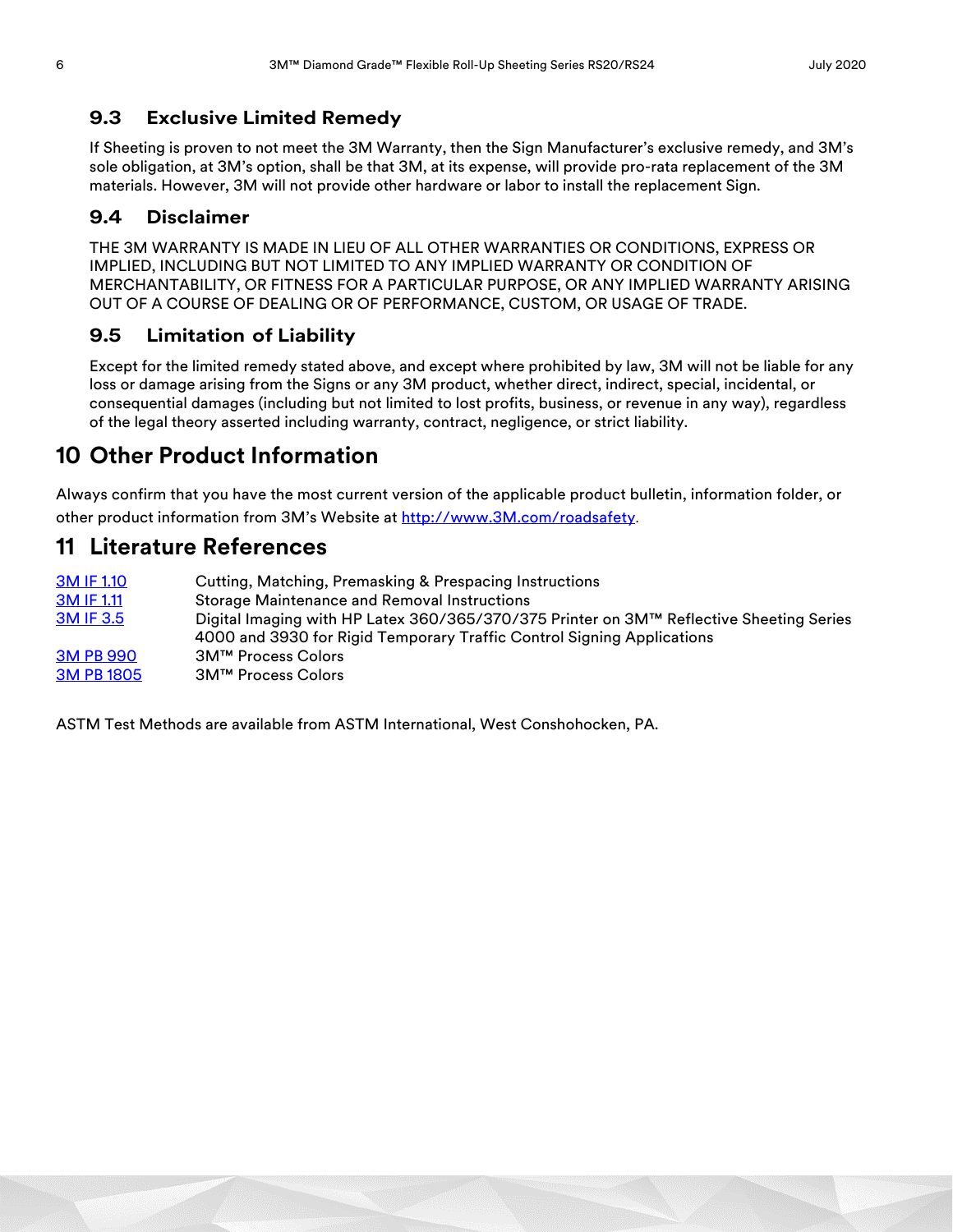### 9.3 Exclusive Limited Remedy

If Sheeting is proven to not meet the 3M Warranty, then the Sign Manufacturer's exclusive remedy, and 3M's sole obligation, at 3M's option, shall be that 3M, at its expense, will provide pro-rata replacement of the 3M materials. However, 3M will not provide other hardware or labor to install the replacement Sign.

### 9.4 Disclaimer

THE 3M WARRANTY IS MADE IN LIEU OF ALL OTHER WARRANTIES OR CONDITIONS, EXPRESS OR IMPLIED, INCLUDING BUT NOT LIMITED TO ANY IMPLIED WARRANTY OR CONDITION OF MERCHANTABILITY, OR FITNESS FOR A PARTICULAR PURPOSE, OR ANY IMPLIED WARRANTY ARISING OUT OF A COURSE OF DEALING OR OF PERFORMANCE, CUSTOM, OR USAGE OF TRADE.

### 9.5 Limitation of Liability

Except for the limited remedy stated above, and except where prohibited by law, 3M will not be liable for any loss or damage arising from the Signs or any 3M product, whether direct, indirect, special, incidental, or consequential damages (including but not limited to lost profits, business, or revenue in any way), regardless of the legal theory asserted including warranty, contract, negligence, or strict liability.

## 10 Other Product Information

Always confirm that you have the most current version of the applicable product bulletin, information folder, or other product information from 3M's Website at [http://www.3M.com/roadsafety](http://www.3M.com/roadsafety).

## 11 Literature References

| | |
|---|---|
| 3M IF 1.10 | Cutting, Matching, Premasking & Prespacing Instructions |
| 3M IF 1.11 | Storage Maintenance and Removal Instructions |
| 3M IF 3.5 | Digital Imaging with HP Latex 360/365/370/375 Printer on 3M™ Reflective Sheeting Series 4000 and 3930 for Rigid Temporary Traffic Control Signing Applications |
| 3M PB 990 | 3M™ Process Colors |
| 3M PB 1805 | 3M™ Process Colors |

ASTM Test Methods are available from ASTM International, West Conshohocken, PA.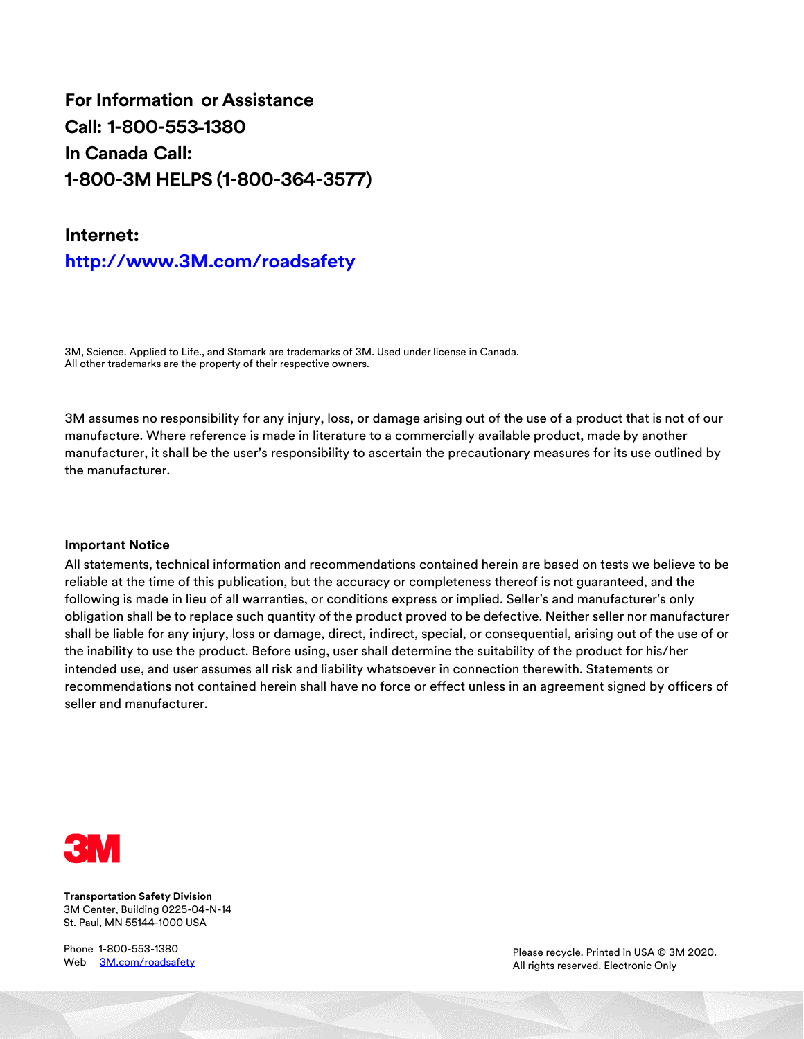**For Information or Assistance**
**Call: 1-800-553-1380**
**In Canada Call:**
**1-800-3M HELPS (1-800-364-3577)**

**Internet:**
**[http://www.3M.com/roadsafety](http://www.3M.com/roadsafety)**

3M, Science. Applied to Life., and Stamark are trademarks of 3M. Used under license in Canada.
All other trademarks are the property of their respective owners.

3M assumes no responsibility for any injury, loss, or damage arising out of the use of a product that is not of our manufacture. Where reference is made in literature to a commercially available product, made by another manufacturer, it shall be the user's responsibility to ascertain the precautionary measures for its use outlined by the manufacturer.

**Important Notice**

All statements, technical information and recommendations contained herein are based on tests we believe to be reliable at the time of this publication, but the accuracy or completeness thereof is not guaranteed, and the following is made in lieu of all warranties, or conditions express or implied. Seller's and manufacturer's only obligation shall be to replace such quantity of the product proved to be defective. Neither seller nor manufacturer shall be liable for any injury, loss or damage, direct, indirect, special, or consequential, arising out of the use of or the inability to use the product. Before using, user shall determine the suitability of the product for his/her intended use, and user assumes all risk and liability whatsoever in connection therewith. Statements or recommendations not contained herein shall have no force or effect unless in an agreement signed by officers of seller and manufacturer.

3M

**Transportation Safety Division**
3M Center, Building 0225-04-N-14
St. Paul, MN 55144-1000 USA

Phone 1-800-553-1380
Web [3M.com/roadsafety](http://3M.com/roadsafety)

Please recycle. Printed in USA © 3M 2020.
All rights reserved. Electronic Only